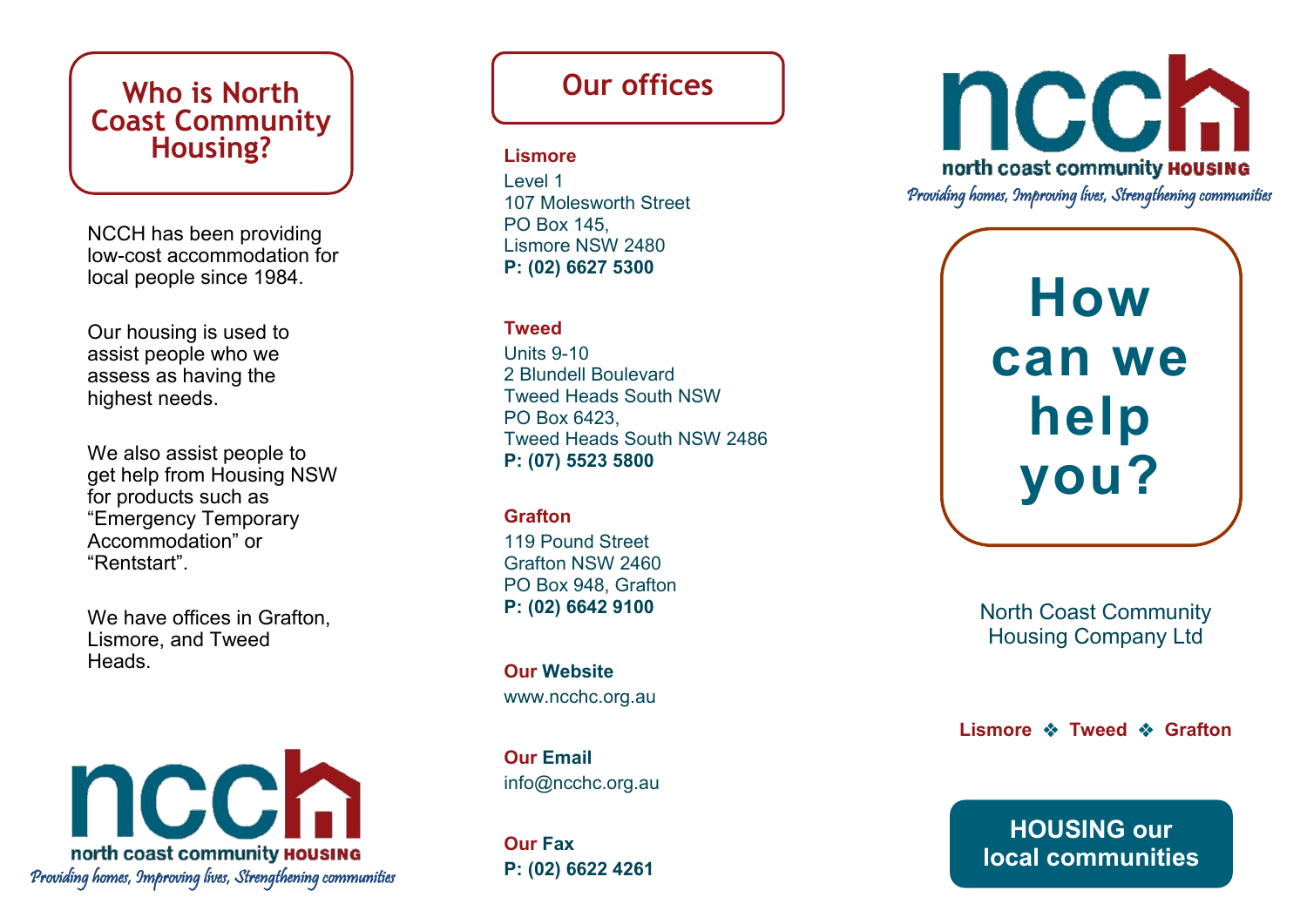## Who is North Coast Community Housing?

NCCH has been providing low-cost accommodation for local people since 1984.

Our housing is used to assist people who we assess as having the highest needs.

We also assist people to get help from Housing NSW for products such as “Emergency Temporary Accommodation” or “Rentstart”.

We have offices in Grafton, Lismore, and Tweed Heads.

ncch
north coast community HOUSING
*Providing homes, Improving lives, Strengthening communities*

## Our offices

**Lismore**
Level 1
107 Molesworth Street
PO Box 145,
Lismore NSW 2480
**P: (02) 6627 5300**

**Tweed**
Units 9-10
2 Blundell Boulevard
Tweed Heads South NSW
PO Box 6423,
Tweed Heads South NSW 2486
**P: (07) 5523 5800**

**Grafton**
119 Pound Street
Grafton NSW 2460
PO Box 948, Grafton
**P: (02) 6642 9100**

**Our Website**
www.ncchc.org.au

**Our Email**
info@ncchc.org.au

**Our Fax**
**P: (02) 6622 4261**

ncch
north coast community HOUSING
*Providing homes, Improving lives, Strengthening communities*

# How can we help you?

North Coast Community Housing Company Ltd

**Lismore ❖ Tweed ❖ Grafton**

**HOUSING our local communities**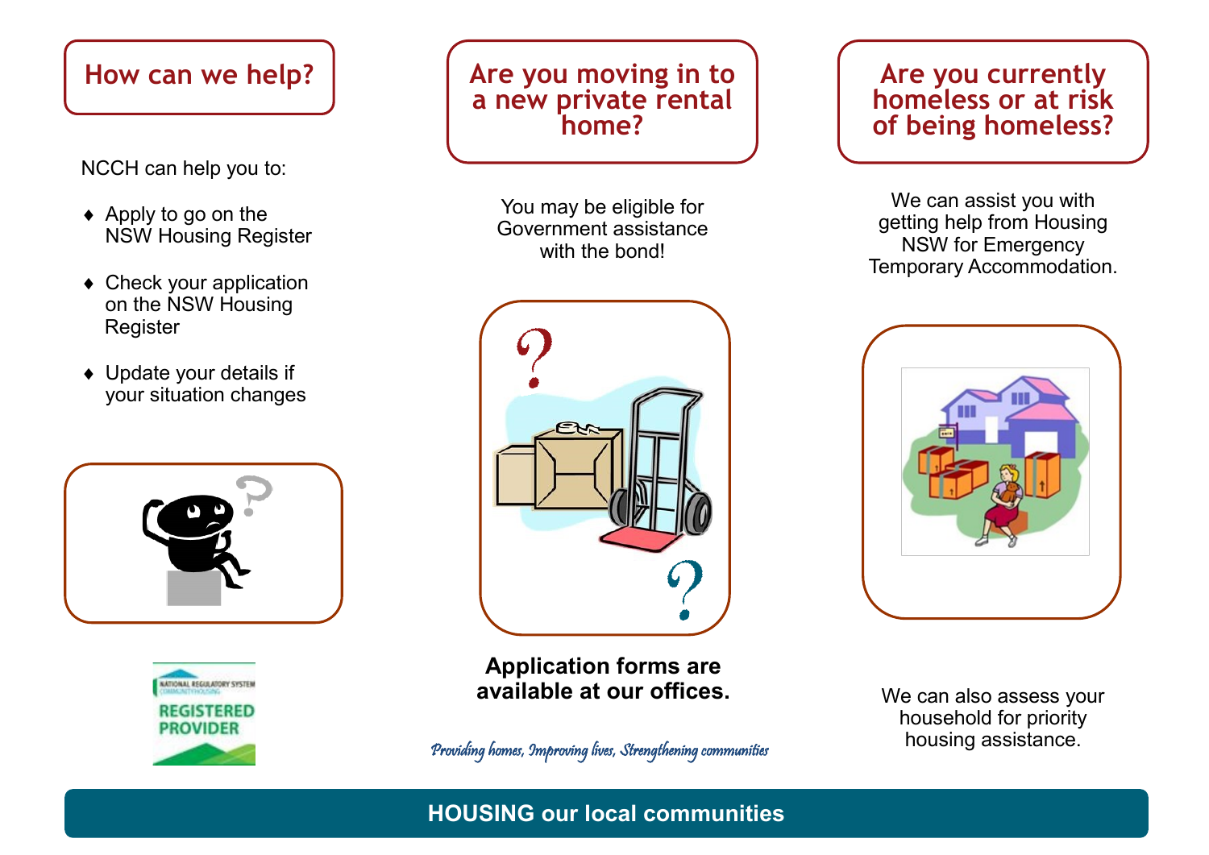## How can we help?

NCCH can help you to:

- Apply to go on the NSW Housing Register
- Check your application on the NSW Housing Register
- Update your details if your situation changes

## Are you moving in to a new private rental home?

You may be eligible for Government assistance with the bond!

**Application forms are available at our offices.**

*Providing homes, Improving lives, Strengthening communities*

## Are you currently homeless or at risk of being homeless?

We can assist you with getting help from Housing NSW for Emergency Temporary Accommodation.

We can also assess your household for priority housing assistance.

**HOUSING our local communities**